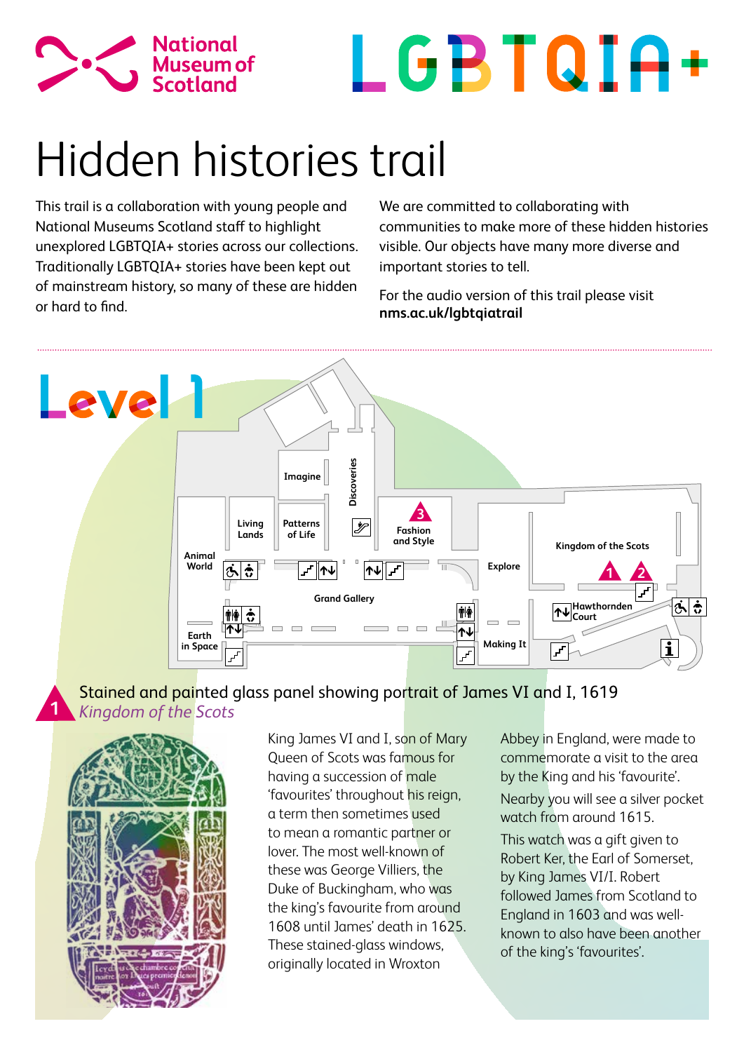National Museum of Scotland

LGBTQIA+

# Hidden histories trail

This trail is a collaboration with young people and National Museums Scotland staff to highlight unexplored LGBTQIA+ stories across our collections. Traditionally LGBTQIA+ stories have been kept out of mainstream history, so many of these are hidden or hard to find.

We are committed to collaborating with communities to make more of these hidden histories visible. Our objects have many more diverse and important stories to tell.

For the audio version of this trail please visit **nms.ac.uk/lgbtqiatrail**

## Level 1

Imagine · Discoveries · Living Lands · Patterns of Life · Fashion and Style (3) · Animal World · Explore · Kingdom of the Scots (1, 2) · Grand Gallery · Hawthornden Court · Earth in Space · Making It

### 1 Stained and painted glass panel showing portrait of James VI and I, 1619

*Kingdom of the Scots*

King James VI and I, son of Mary Queen of Scots was famous for having a succession of male 'favourites' throughout his reign, a term then sometimes used to mean a romantic partner or lover. The most well-known of these was George Villiers, the Duke of Buckingham, who was the king's favourite from around 1608 until James' death in 1625. These stained-glass windows, originally located in Wroxton Abbey in England, were made to commemorate a visit to the area by the King and his 'favourite'.

Nearby you will see a silver pocket watch from around 1615.

This watch was a gift given to Robert Ker, the Earl of Somerset, by King James VI/I. Robert followed James from Scotland to England in 1603 and was well-known to also have been another of the king's 'favourites'.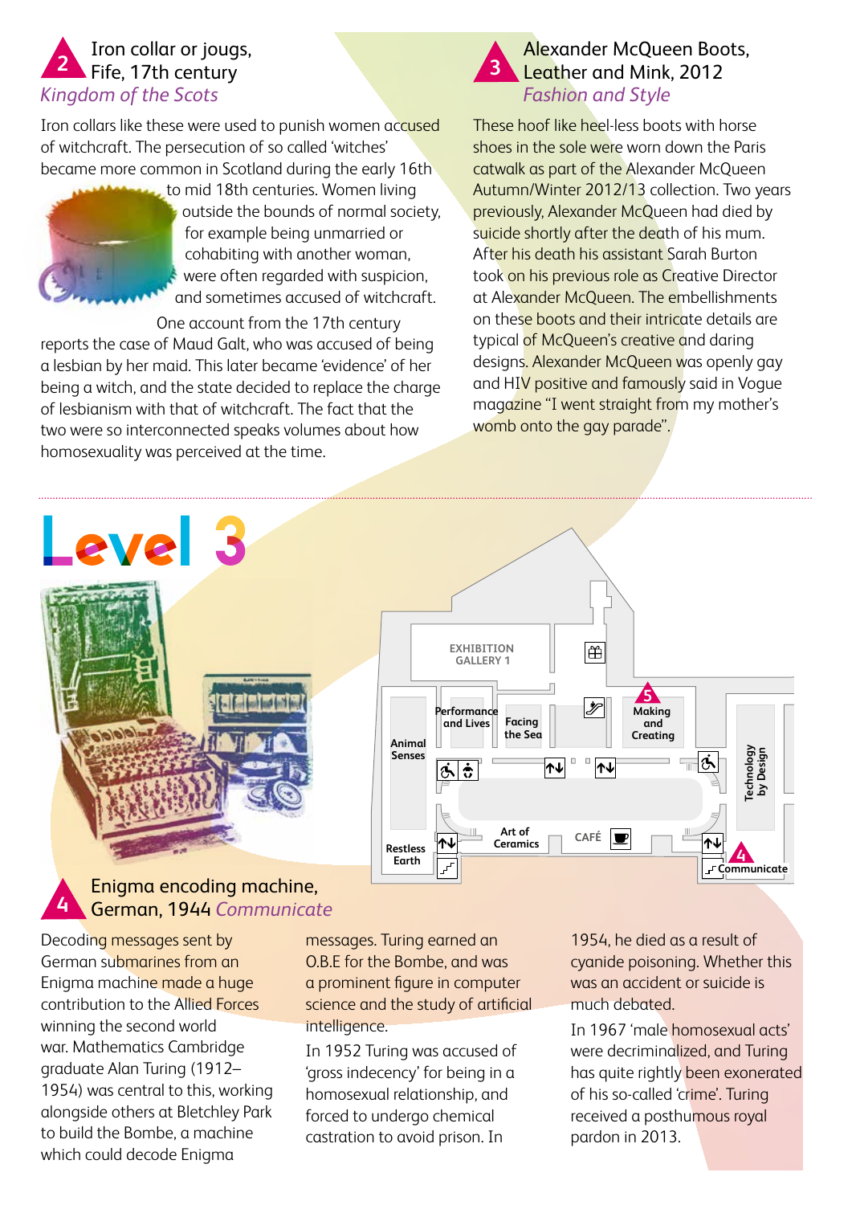## 2 Iron collar or jougs, Fife, 17th century

*Kingdom of the Scots*

Iron collars like these were used to punish women accused of witchcraft. The persecution of so called 'witches' became more common in Scotland during the early 16th to mid 18th centuries. Women living outside the bounds of normal society, for example being unmarried or cohabiting with another woman, were often regarded with suspicion, and sometimes accused of witchcraft.

One account from the 17th century reports the case of Maud Galt, who was accused of being a lesbian by her maid. This later became 'evidence' of her being a witch, and the state decided to replace the charge of lesbianism with that of witchcraft. The fact that the two were so interconnected speaks volumes about how homosexuality was perceived at the time.

## 3 Alexander McQueen Boots, Leather and Mink, 2012

*Fashion and Style*

These hoof like heel-less boots with horse shoes in the sole were worn down the Paris catwalk as part of the Alexander McQueen Autumn/Winter 2012/13 collection. Two years previously, Alexander McQueen had died by suicide shortly after the death of his mum. After his death his assistant Sarah Burton took on his previous role as Creative Director at Alexander McQueen. The embellishments on these boots and their intricate details are typical of McQueen's creative and daring designs. Alexander McQueen was openly gay and HIV positive and famously said in Vogue magazine "I went straight from my mother's womb onto the gay parade".

# Level 3

EXHIBITION GALLERY 1

Performance and Lives

Facing the Sea

5 Making and Creating

Animal Senses

Technology by Design

Art of Ceramics

CAFÉ

Restless Earth

4 Communicate

## 4 Enigma encoding machine, German, 1944 *Communicate*

Decoding messages sent by German submarines from an Enigma machine made a huge contribution to the Allied Forces winning the second world war. Mathematics Cambridge graduate Alan Turing (1912–1954) was central to this, working alongside others at Bletchley Park to build the Bombe, a machine which could decode Enigma messages. Turing earned an O.B.E for the Bombe, and was a prominent figure in computer science and the study of artificial intelligence.

In 1952 Turing was accused of 'gross indecency' for being in a homosexual relationship, and forced to undergo chemical castration to avoid prison. In 1954, he died as a result of cyanide poisoning. Whether this was an accident or suicide is much debated.

In 1967 'male homosexual acts' were decriminalized, and Turing has quite rightly been exonerated of his so-called 'crime'. Turing received a posthumous royal pardon in 2013.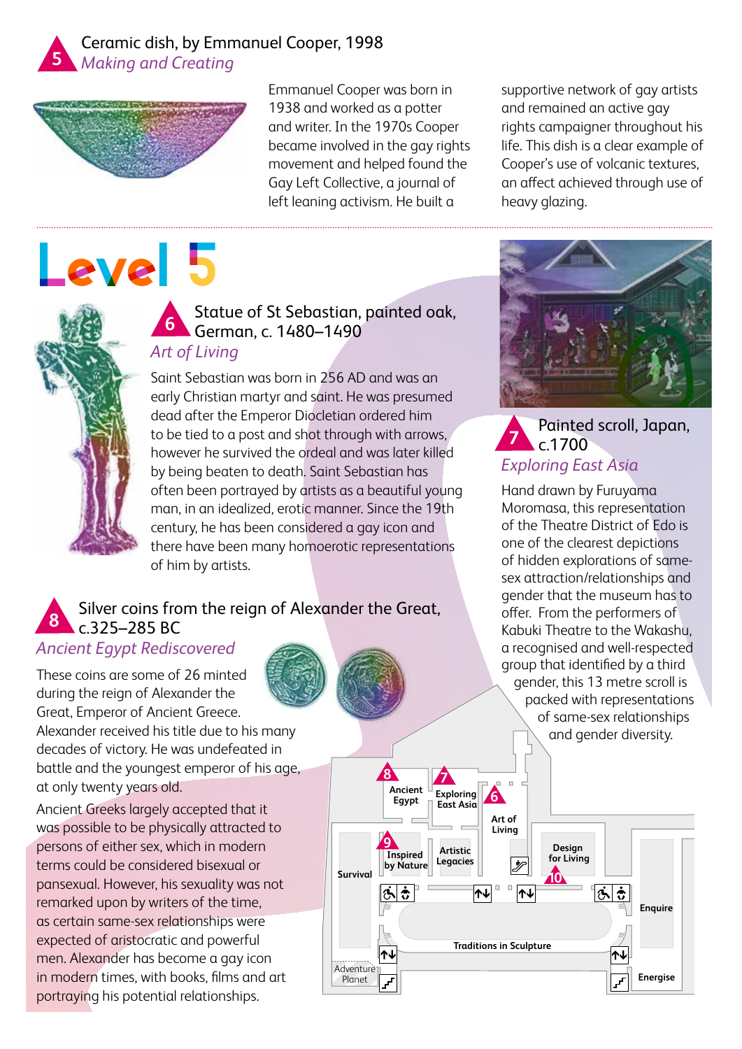## 5 Ceramic dish, by Emmanuel Cooper, 1998

*Making and Creating*

Emmanuel Cooper was born in 1938 and worked as a potter and writer. In the 1970s Cooper became involved in the gay rights movement and helped found the Gay Left Collective, a journal of left leaning activism. He built a supportive network of gay artists and remained an active gay rights campaigner throughout his life. This dish is a clear example of Cooper's use of volcanic textures, an affect achieved through use of heavy glazing.

# Level 5

## 6 Statue of St Sebastian, painted oak, German, c. 1480–1490

*Art of Living*

Saint Sebastian was born in 256 AD and was an early Christian martyr and saint. He was presumed dead after the Emperor Diocletian ordered him to be tied to a post and shot through with arrows, however he survived the ordeal and was later killed by being beaten to death. Saint Sebastian has often been portrayed by artists as a beautiful young man, in an idealized, erotic manner. Since the 19th century, he has been considered a gay icon and there have been many homoerotic representations of him by artists.

## 7 Painted scroll, Japan, c.1700

*Exploring East Asia*

Hand drawn by Furuyama Moromasa, this representation of the Theatre District of Edo is one of the clearest depictions of hidden explorations of same-sex attraction/relationships and gender that the museum has to offer. From the performers of Kabuki Theatre to the Wakashu, a recognised and well-respected group that identified by a third gender, this 13 metre scroll is packed with representations of same-sex relationships and gender diversity.

## 8 Silver coins from the reign of Alexander the Great, c.325–285 BC

*Ancient Egypt Rediscovered*

These coins are some of 26 minted during the reign of Alexander the Great, Emperor of Ancient Greece. Alexander received his title due to his many decades of victory. He was undefeated in battle and the youngest emperor of his age, at only twenty years old.

Ancient Greeks largely accepted that it was possible to be physically attracted to persons of either sex, which in modern terms could be considered bisexual or pansexual. However, his sexuality was not remarked upon by writers of the time, as certain same-sex relationships were expected of aristocratic and powerful men. Alexander has become a gay icon in modern times, with books, films and art portraying his potential relationships.

Map labels: 8 Ancient Egypt; 7 Exploring East Asia; 6 Art of Living; 9 Inspired by Nature; Artistic Legacies; Design for Living; 10; Survival; Enquire; Traditions in Sculpture; Adventure Planet; Energise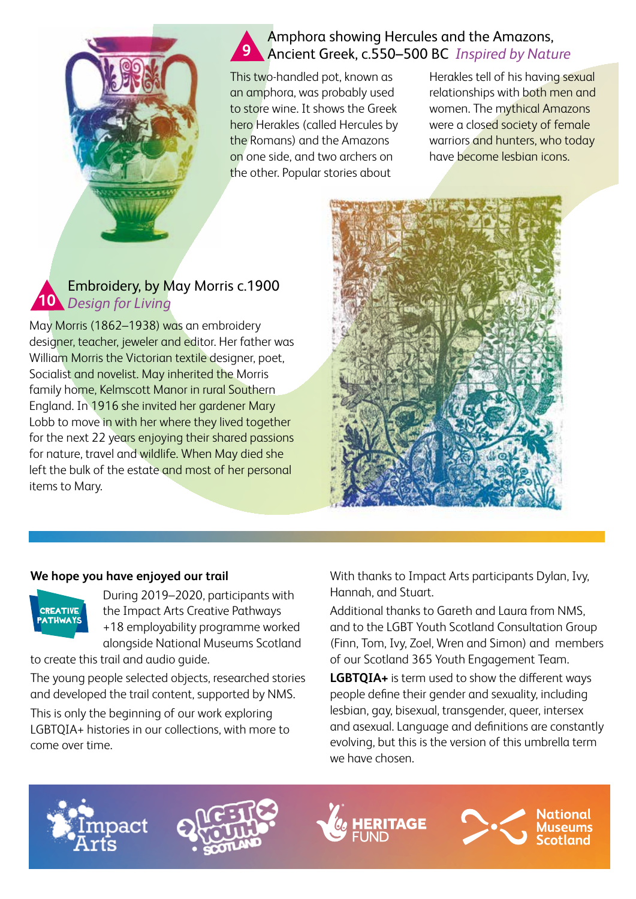## 9 Amphora showing Hercules and the Amazons, Ancient Greek, c.550–500 BC *Inspired by Nature*

This two-handled pot, known as an amphora, was probably used to store wine. It shows the Greek hero Herakles (called Hercules by the Romans) and the Amazons on one side, and two archers on the other. Popular stories about Herakles tell of his having sexual relationships with both men and women. The mythical Amazons were a closed society of female warriors and hunters, who today have become lesbian icons.

## 10 Embroidery, by May Morris c.1900 *Design for Living*

May Morris (1862–1938) was an embroidery designer, teacher, jeweler and editor. Her father was William Morris the Victorian textile designer, poet, Socialist and novelist. May inherited the Morris family home, Kelmscott Manor in rural Southern England. In 1916 she invited her gardener Mary Lobb to move in with her where they lived together for the next 22 years enjoying their shared passions for nature, travel and wildlife. When May died she left the bulk of the estate and most of her personal items to Mary.

**We hope you have enjoyed our trail**

CREATIVE PATHWAYS

During 2019–2020, participants with the Impact Arts Creative Pathways +18 employability programme worked alongside National Museums Scotland to create this trail and audio guide.

The young people selected objects, researched stories and developed the trail content, supported by NMS.

This is only the beginning of our work exploring LGBTQIA+ histories in our collections, with more to come over time.

With thanks to Impact Arts participants Dylan, Ivy, Hannah, and Stuart.

Additional thanks to Gareth and Laura from NMS, and to the LGBT Youth Scotland Consultation Group (Finn, Tom, Ivy, Zoel, Wren and Simon) and members of our Scotland 365 Youth Engagement Team.

**LGBTQIA+** is term used to show the different ways people define their gender and sexuality, including lesbian, gay, bisexual, transgender, queer, intersex and asexual. Language and definitions are constantly evolving, but this is the version of this umbrella term we have chosen.

Impact Arts | LGBT Youth Scotland | Heritage Fund | National Museums Scotland